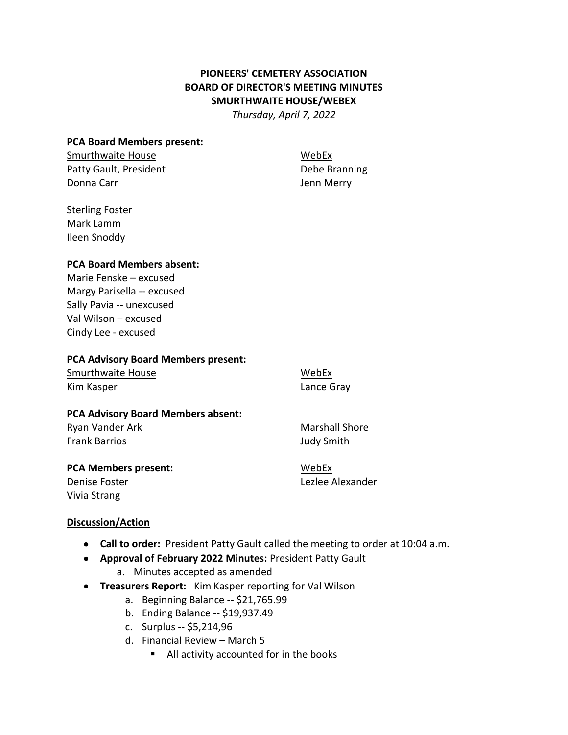# PIONEERS' CEMETERY ASSOCIATION
## BOARD OF DIRECTOR'S MEETING MINUTES
## SMURTHWAITE HOUSE/WEBEX

*Thursday, April 7, 2022*

**PCA Board Members present:**

Smurthwaite House
Patty Gault, President
Donna Carr
Sterling Foster
Mark Lamm
Ileen Snoddy

WebEx
Debe Branning
Jenn Merry

**PCA Board Members absent:**

Marie Fenske – excused
Margy Parisella -- excused
Sally Pavia -- unexcused
Val Wilson – excused
Cindy Lee - excused

**PCA Advisory Board Members present:**

Smurthwaite House
Kim Kasper

WebEx
Lance Gray

**PCA Advisory Board Members absent:**

Ryan Vander Ark
Frank Barrios
Marshall Shore
Judy Smith

**PCA Members present:**

Denise Foster
Vivia Strang

WebEx
Lezlee Alexander

**Discussion/Action**

- **Call to order:** President Patty Gault called the meeting to order at 10:04 a.m.
- **Approval of February 2022 Minutes:** President Patty Gault
  a. Minutes accepted as amended
- **Treasurers Report:** Kim Kasper reporting for Val Wilson
  a. Beginning Balance -- $21,765.99
  b. Ending Balance -- $19,937.49
  c. Surplus -- $5,214,96
  d. Financial Review – March 5
     - All activity accounted for in the books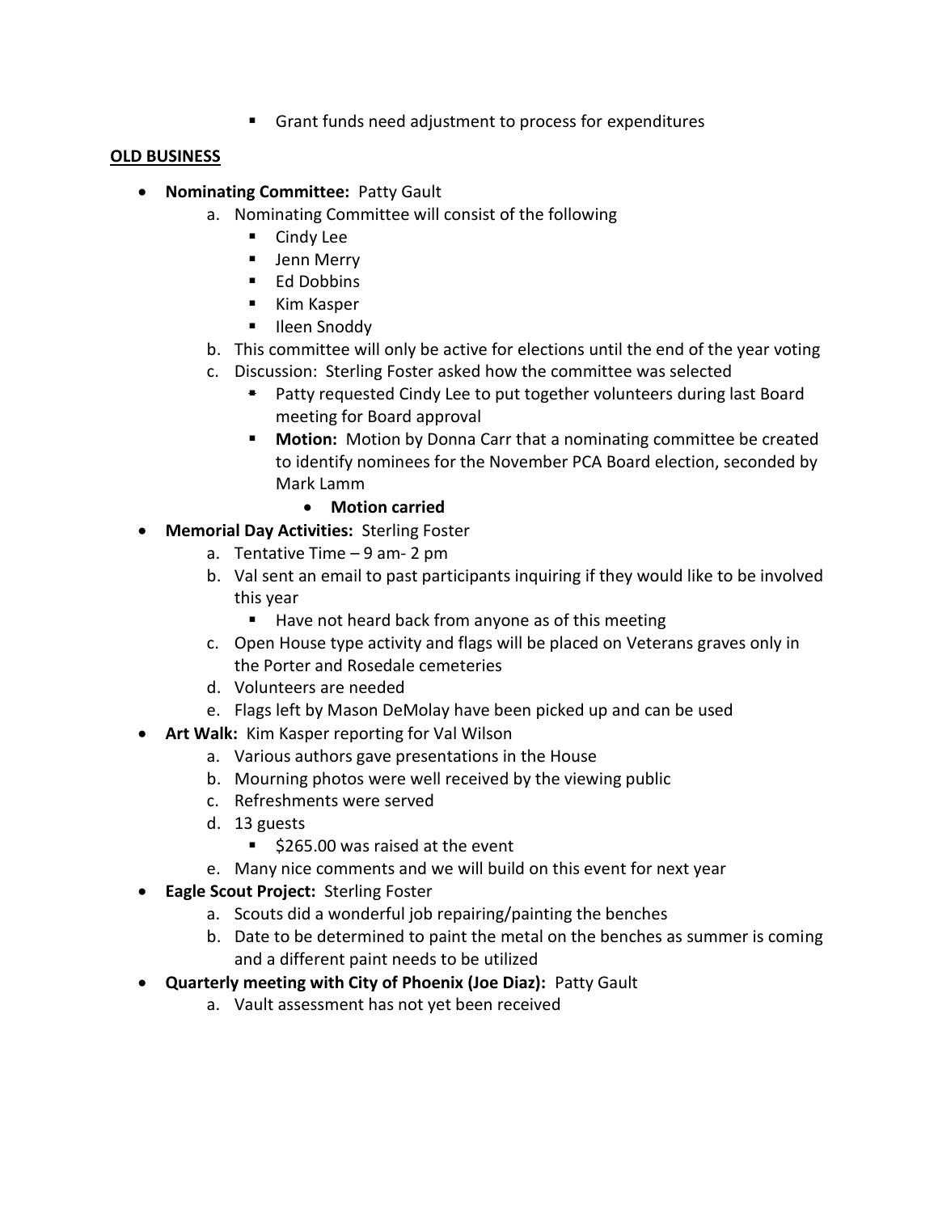- Grant funds need adjustment to process for expenditures

**OLD BUSINESS**

- **Nominating Committee:** Patty Gault
  - a. Nominating Committee will consist of the following
    - Cindy Lee
    - Jenn Merry
    - Ed Dobbins
    - Kim Kasper
    - Ileen Snoddy
  - b. This committee will only be active for elections until the end of the year voting
  - c. Discussion: Sterling Foster asked how the committee was selected
    - Patty requested Cindy Lee to put together volunteers during last Board meeting for Board approval
    - **Motion:** Motion by Donna Carr that a nominating committee be created to identify nominees for the November PCA Board election, seconded by Mark Lamm
      - **Motion carried**
- **Memorial Day Activities:** Sterling Foster
  - a. Tentative Time – 9 am- 2 pm
  - b. Val sent an email to past participants inquiring if they would like to be involved this year
    - Have not heard back from anyone as of this meeting
  - c. Open House type activity and flags will be placed on Veterans graves only in the Porter and Rosedale cemeteries
  - d. Volunteers are needed
  - e. Flags left by Mason DeMolay have been picked up and can be used
- **Art Walk:** Kim Kasper reporting for Val Wilson
  - a. Various authors gave presentations in the House
  - b. Mourning photos were well received by the viewing public
  - c. Refreshments were served
  - d. 13 guests
    - $265.00 was raised at the event
  - e. Many nice comments and we will build on this event for next year
- **Eagle Scout Project:** Sterling Foster
  - a. Scouts did a wonderful job repairing/painting the benches
  - b. Date to be determined to paint the metal on the benches as summer is coming and a different paint needs to be utilized
- **Quarterly meeting with City of Phoenix (Joe Diaz):** Patty Gault
  - a. Vault assessment has not yet been received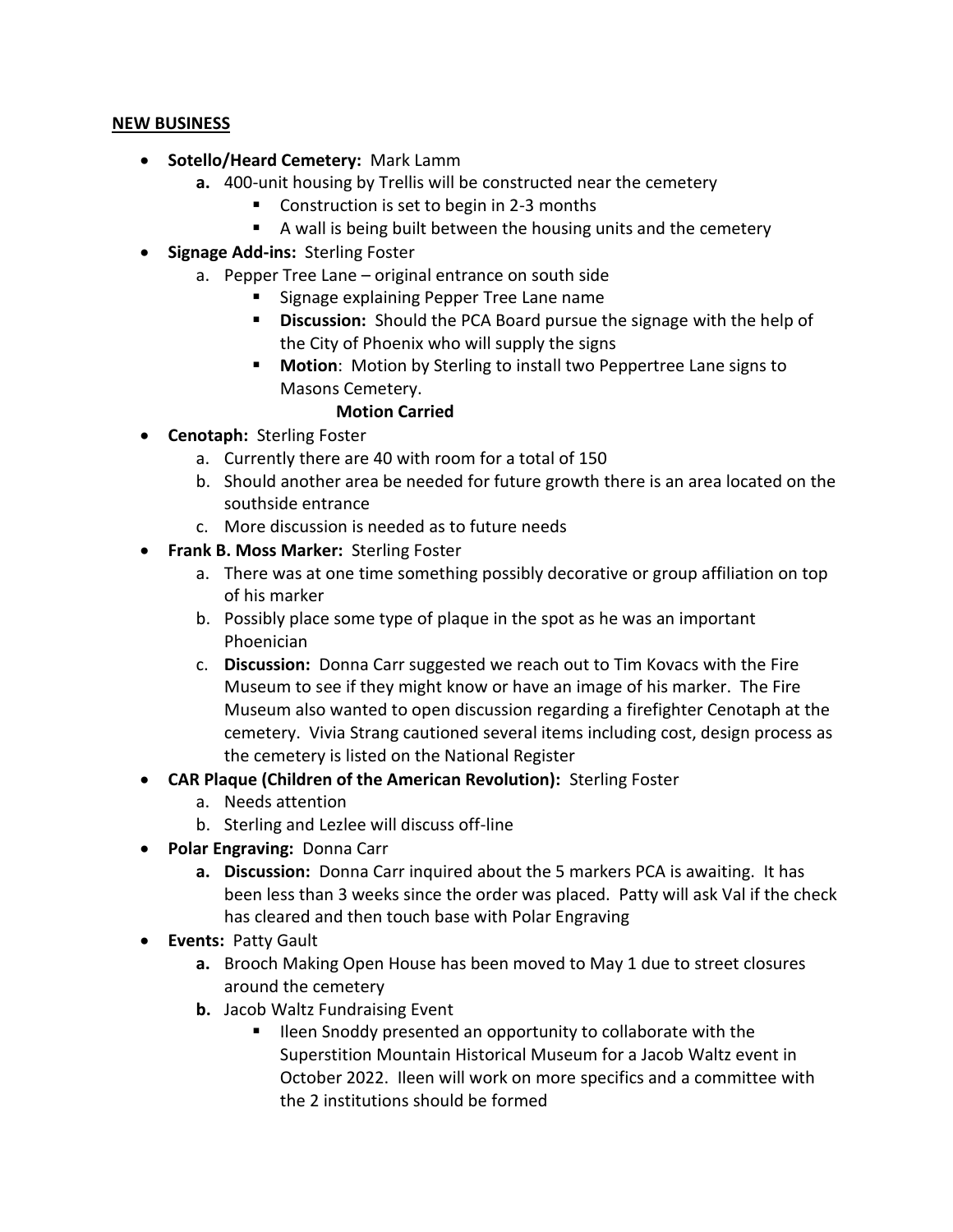**NEW BUSINESS**

- **Sotello/Heard Cemetery:** Mark Lamm
    - **a.** 400-unit housing by Trellis will be constructed near the cemetery
        - Construction is set to begin in 2-3 months
        - A wall is being built between the housing units and the cemetery
- **Signage Add-ins:** Sterling Foster
    - a. Pepper Tree Lane – original entrance on south side
        - Signage explaining Pepper Tree Lane name
        - **Discussion:** Should the PCA Board pursue the signage with the help of the City of Phoenix who will supply the signs
        - **Motion**: Motion by Sterling to install two Peppertree Lane signs to Masons Cemetery.

          **Motion Carried**
- **Cenotaph:** Sterling Foster
    - a. Currently there are 40 with room for a total of 150
    - b. Should another area be needed for future growth there is an area located on the southside entrance
    - c. More discussion is needed as to future needs
- **Frank B. Moss Marker:** Sterling Foster
    - a. There was at one time something possibly decorative or group affiliation on top of his marker
    - b. Possibly place some type of plaque in the spot as he was an important Phoenician
    - c. **Discussion:** Donna Carr suggested we reach out to Tim Kovacs with the Fire Museum to see if they might know or have an image of his marker. The Fire Museum also wanted to open discussion regarding a firefighter Cenotaph at the cemetery. Vivia Strang cautioned several items including cost, design process as the cemetery is listed on the National Register
- **CAR Plaque (Children of the American Revolution):** Sterling Foster
    - a. Needs attention
    - b. Sterling and Lezlee will discuss off-line
- **Polar Engraving:** Donna Carr
    - **a. Discussion:** Donna Carr inquired about the 5 markers PCA is awaiting. It has been less than 3 weeks since the order was placed. Patty will ask Val if the check has cleared and then touch base with Polar Engraving
- **Events:** Patty Gault
    - **a.** Brooch Making Open House has been moved to May 1 due to street closures around the cemetery
    - **b.** Jacob Waltz Fundraising Event
        - Ileen Snoddy presented an opportunity to collaborate with the Superstition Mountain Historical Museum for a Jacob Waltz event in October 2022. Ileen will work on more specifics and a committee with the 2 institutions should be formed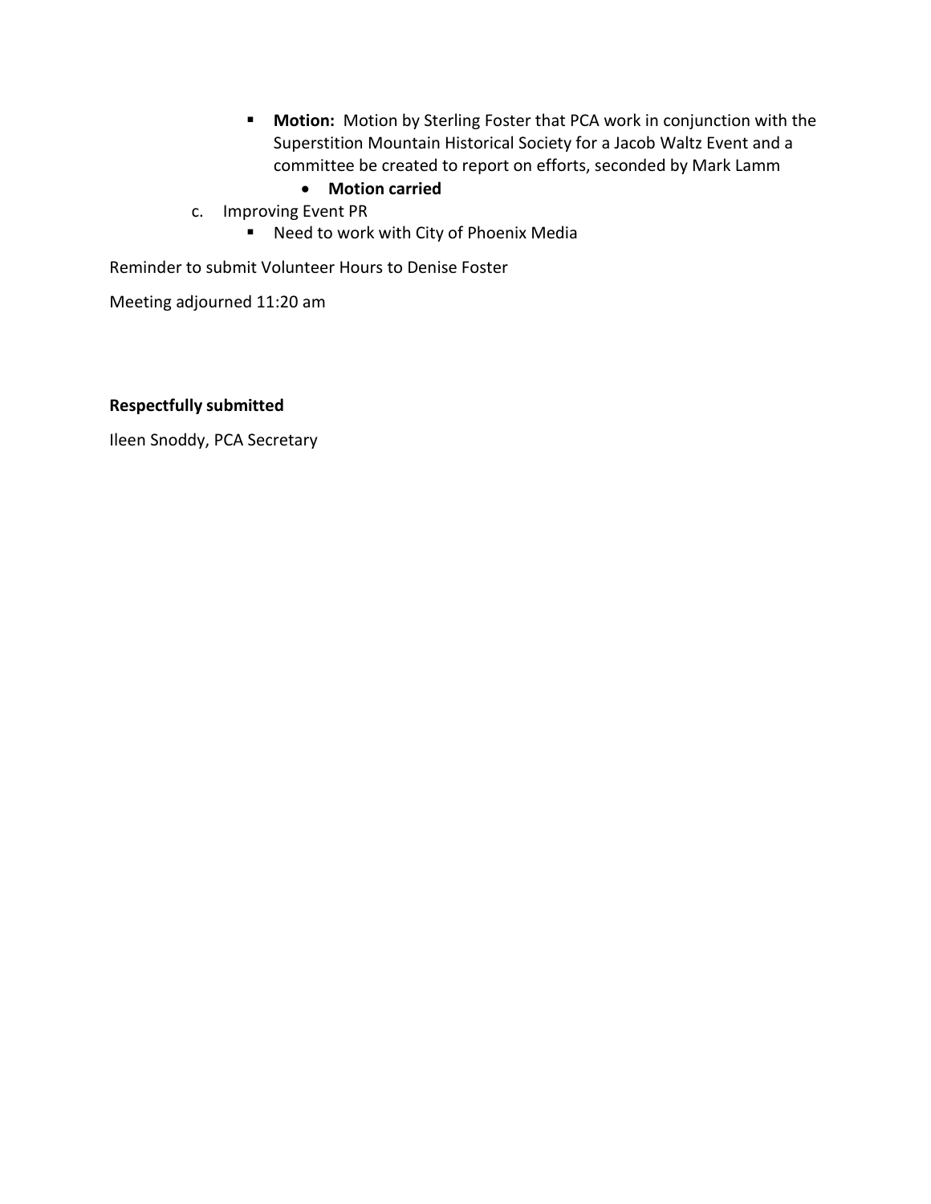- **Motion:** Motion by Sterling Foster that PCA work in conjunction with the Superstition Mountain Historical Society for a Jacob Waltz Event and a committee be created to report on efforts, seconded by Mark Lamm
  - **Motion carried**

c. Improving Event PR
  - Need to work with City of Phoenix Media

Reminder to submit Volunteer Hours to Denise Foster

Meeting adjourned 11:20 am

**Respectfully submitted**

Ileen Snoddy, PCA Secretary